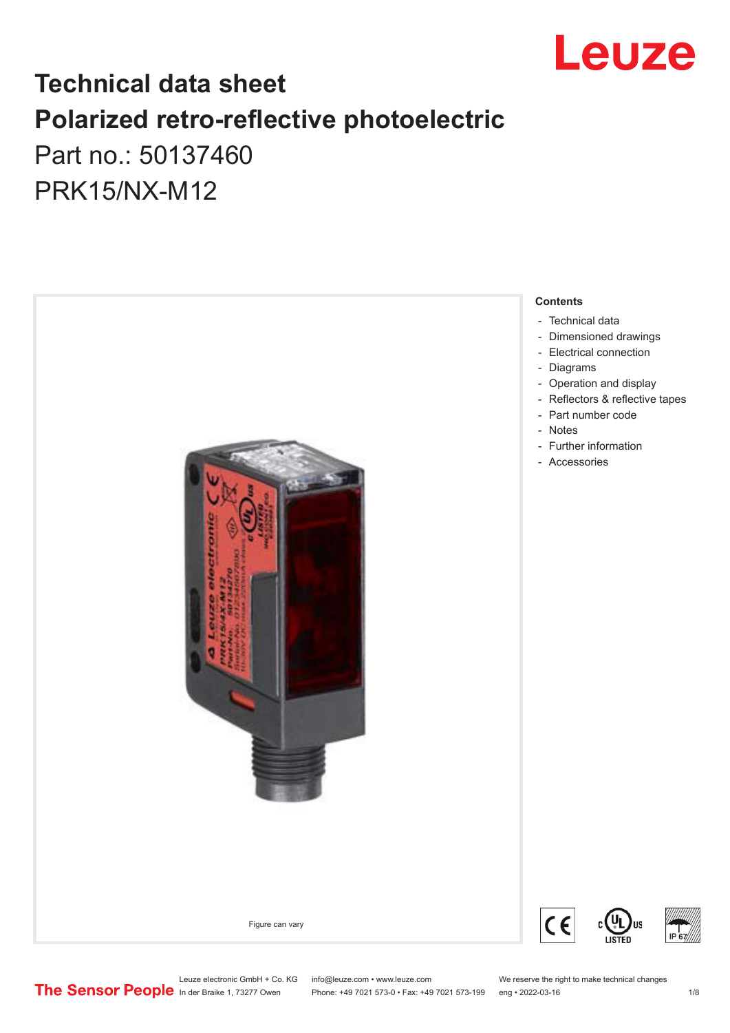# Technical data sheet
# Polarized retro-reflective photoelectric

Part no.: 50137460

PRK15/NX-M12

Figure can vary

**Contents**

- Technical data
- Dimensioned drawings
- Electrical connection
- Diagrams
- Operation and display
- Reflectors & reflective tapes
- Part number code
- Notes
- Further information
- Accessories

Leuze electronic GmbH + Co. KG
In der Braike 1, 73277 Owen

info@leuze.com • www.leuze.com
Phone: +49 7021 573-0 • Fax: +49 7021 573-199

We reserve the right to make technical changes
eng • 2022-03-16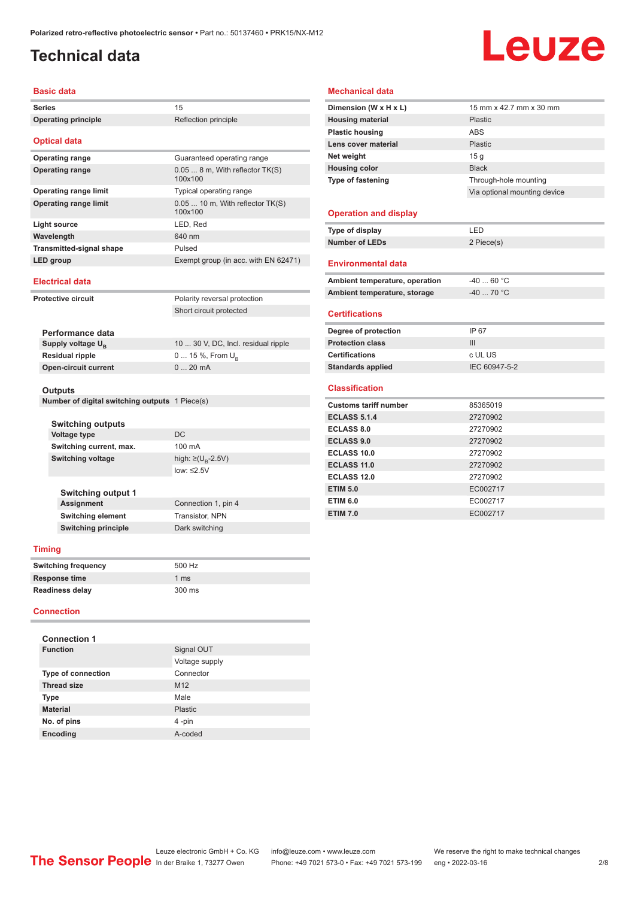# Technical data

## Basic data

| | |
|---|---|
| **Series** | 15 |
| **Operating principle** | Reflection principle |

## Optical data

| | |
|---|---|
| **Operating range** | Guaranteed operating range |
| **Operating range** | 0.05 ... 8 m, With reflector TK(S) 100x100 |
| **Operating range limit** | Typical operating range |
| **Operating range limit** | 0.05 ... 10 m, With reflector TK(S) 100x100 |
| **Light source** | LED, Red |
| **Wavelength** | 640 nm |
| **Transmitted-signal shape** | Pulsed |
| **LED group** | Exempt group (in acc. with EN 62471) |

## Electrical data

| | |
|---|---|
| **Protective circuit** | Polarity reversal protection |
| | Short circuit protected |

### Performance data

| | |
|---|---|
| **Supply voltage $U_B$** | 10 ... 30 V, DC, Incl. residual ripple |
| **Residual ripple** | 0 ... 15 %, From $U_B$ |
| **Open-circuit current** | 0 ... 20 mA |

### Outputs

| | |
|---|---|
| **Number of digital switching outputs** | 1 Piece(s) |

#### Switching outputs

| | |
|---|---|
| **Voltage type** | DC |
| **Switching current, max.** | 100 mA |
| **Switching voltage** | high: ≥($U_B$-2.5V) |
| | low: ≤2.5V |

#### Switching output 1

| | |
|---|---|
| **Assignment** | Connection 1, pin 4 |
| **Switching element** | Transistor, NPN |
| **Switching principle** | Dark switching |

## Timing

| | |
|---|---|
| **Switching frequency** | 500 Hz |
| **Response time** | 1 ms |
| **Readiness delay** | 300 ms |

## Connection

### Connection 1

| | |
|---|---|
| **Function** | Signal OUT |
| | Voltage supply |
| **Type of connection** | Connector |
| **Thread size** | M12 |
| **Type** | Male |
| **Material** | Plastic |
| **No. of pins** | 4 -pin |
| **Encoding** | A-coded |

## Mechanical data

| | |
|---|---|
| **Dimension (W x H x L)** | 15 mm x 42.7 mm x 30 mm |
| **Housing material** | Plastic |
| **Plastic housing** | ABS |
| **Lens cover material** | Plastic |
| **Net weight** | 15 g |
| **Housing color** | Black |
| **Type of fastening** | Through-hole mounting |
| | Via optional mounting device |

## Operation and display

| | |
|---|---|
| **Type of display** | LED |
| **Number of LEDs** | 2 Piece(s) |

## Environmental data

| | |
|---|---|
| **Ambient temperature, operation** | -40 ... 60 °C |
| **Ambient temperature, storage** | -40 ... 70 °C |

## Certifications

| | |
|---|---|
| **Degree of protection** | IP 67 |
| **Protection class** | III |
| **Certifications** | c UL US |
| **Standards applied** | IEC 60947-5-2 |

## Classification

| | |
|---|---|
| **Customs tariff number** | 85365019 |
| **ECLASS 5.1.4** | 27270902 |
| **ECLASS 8.0** | 27270902 |
| **ECLASS 9.0** | 27270902 |
| **ECLASS 10.0** | 27270902 |
| **ECLASS 11.0** | 27270902 |
| **ECLASS 12.0** | 27270902 |
| **ETIM 5.0** | EC002717 |
| **ETIM 6.0** | EC002717 |
| **ETIM 7.0** | EC002717 |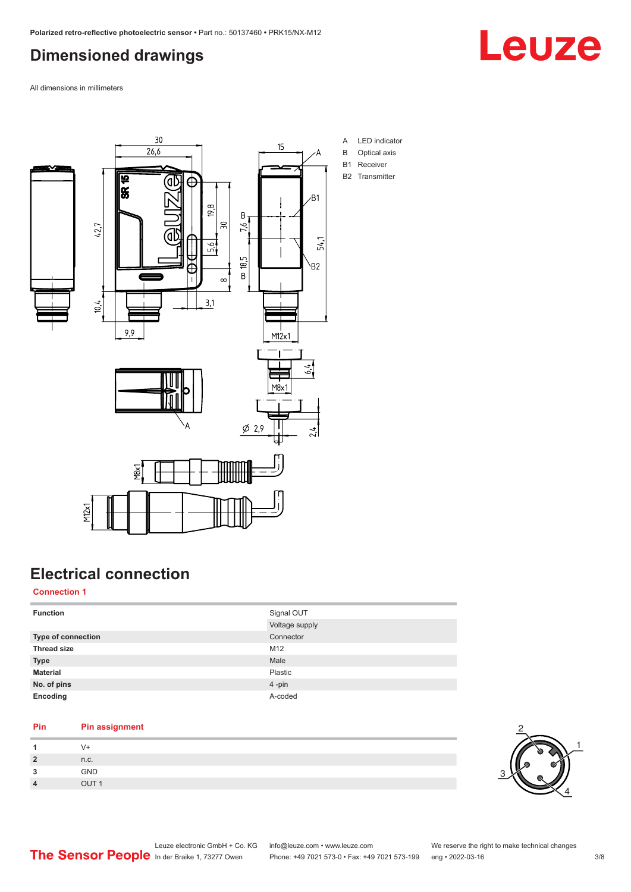# Dimensioned drawings

All dimensions in millimeters

A LED indicator
B Optical axis
B1 Receiver
B2 Transmitter

# Electrical connection

## Connection 1

| | |
|---|---|
| **Function** | Signal OUT |
| | Voltage supply |
| **Type of connection** | Connector |
| **Thread size** | M12 |
| **Type** | Male |
| **Material** | Plastic |
| **No. of pins** | 4 -pin |
| **Encoding** | A-coded |

| Pin | Pin assignment |
|---|---|
| **1** | V+ |
| **2** | n.c. |
| **3** | GND |
| **4** | OUT 1 |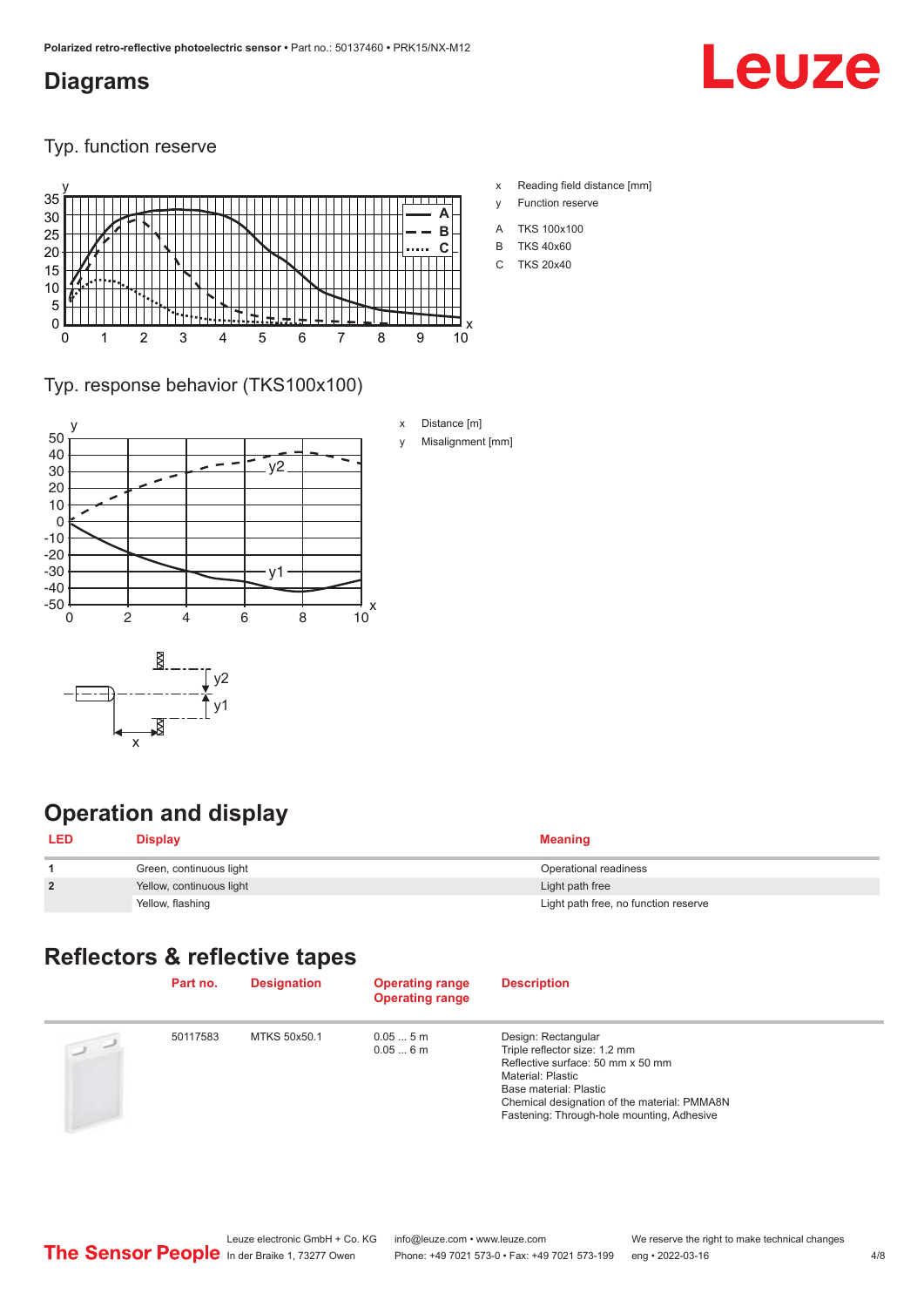## Diagrams

### Typ. function reserve

x Reading field distance [mm]

y Function reserve

A TKS 100x100

B TKS 40x60

C TKS 20x40

### Typ. response behavior (TKS100x100)

x Distance [m]

y Misalignment [mm]

## Operation and display

| LED | Display | Meaning |
|---|---|---|
| 1 | Green, continuous light | Operational readiness |
| 2 | Yellow, continuous light | Light path free |
| | Yellow, flashing | Light path free, no function reserve |

## Reflectors & reflective tapes

| | Part no. | Designation | Operating range<br>Operating range | Description |
|---|---|---|---|---|
| | 50117583 | MTKS 50x50.1 | 0.05 ... 5 m<br>0.05 ... 6 m | Design: Rectangular<br>Triple reflector size: 1.2 mm<br>Reflective surface: 50 mm x 50 mm<br>Material: Plastic<br>Base material: Plastic<br>Chemical designation of the material: PMMA8N<br>Fastening: Through-hole mounting, Adhesive |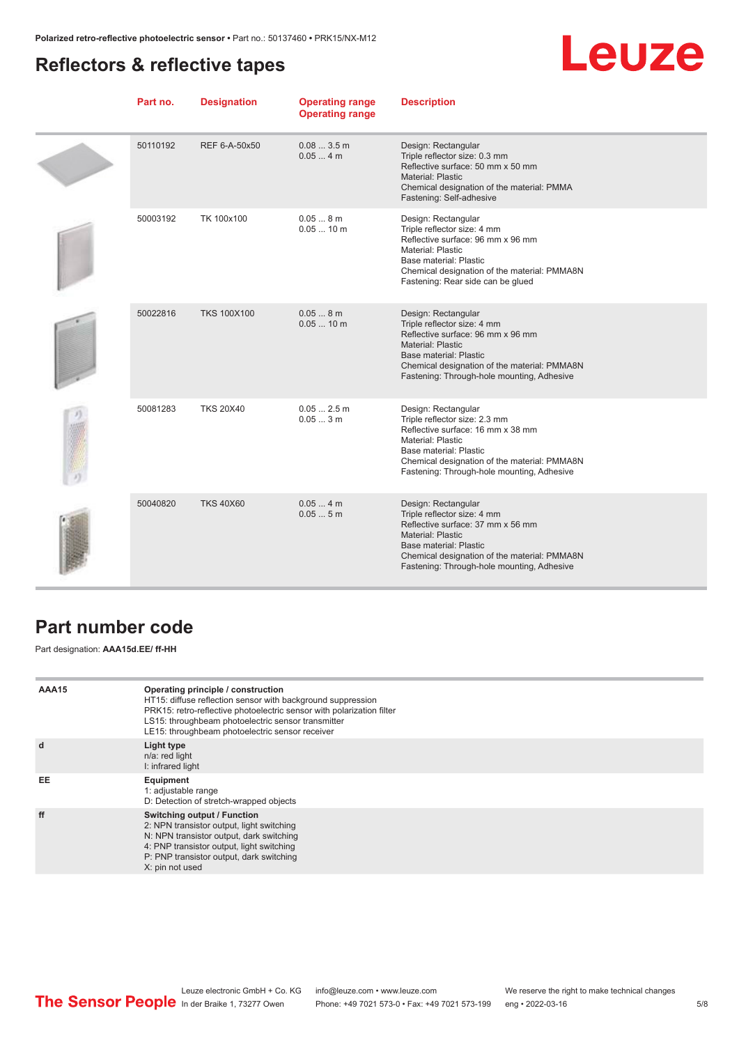## Reflectors & reflective tapes

| Part no. | Designation | Operating range<br>Operating range | Description |
|---|---|---|---|
| 50110192 | REF 6-A-50x50 | 0.08 ... 3.5 m<br>0.05 ... 4 m | Design: Rectangular<br>Triple reflector size: 0.3 mm<br>Reflective surface: 50 mm x 50 mm<br>Material: Plastic<br>Chemical designation of the material: PMMA<br>Fastening: Self-adhesive |
| 50003192 | TK 100x100 | 0.05 ... 8 m<br>0.05 ... 10 m | Design: Rectangular<br>Triple reflector size: 4 mm<br>Reflective surface: 96 mm x 96 mm<br>Material: Plastic<br>Base material: Plastic<br>Chemical designation of the material: PMMA8N<br>Fastening: Rear side can be glued |
| 50022816 | TKS 100X100 | 0.05 ... 8 m<br>0.05 ... 10 m | Design: Rectangular<br>Triple reflector size: 4 mm<br>Reflective surface: 96 mm x 96 mm<br>Material: Plastic<br>Base material: Plastic<br>Chemical designation of the material: PMMA8N<br>Fastening: Through-hole mounting, Adhesive |
| 50081283 | TKS 20X40 | 0.05 ... 2.5 m<br>0.05 ... 3 m | Design: Rectangular<br>Triple reflector size: 2.3 mm<br>Reflective surface: 16 mm x 38 mm<br>Material: Plastic<br>Base material: Plastic<br>Chemical designation of the material: PMMA8N<br>Fastening: Through-hole mounting, Adhesive |
| 50040820 | TKS 40X60 | 0.05 ... 4 m<br>0.05 ... 5 m | Design: Rectangular<br>Triple reflector size: 4 mm<br>Reflective surface: 37 mm x 56 mm<br>Material: Plastic<br>Base material: Plastic<br>Chemical designation of the material: PMMA8N<br>Fastening: Through-hole mounting, Adhesive |

## Part number code

Part designation: **AAA15d.EE/ ff-HH**

| | |
|---|---|
| **AAA15** | **Operating principle / construction**<br>HT15: diffuse reflection sensor with background suppression<br>PRK15: retro-reflective photoelectric sensor with polarization filter<br>LS15: throughbeam photoelectric sensor transmitter<br>LE15: throughbeam photoelectric sensor receiver |
| **d** | **Light type**<br>n/a: red light<br>I: infrared light |
| **EE** | **Equipment**<br>1: adjustable range<br>D: Detection of stretch-wrapped objects |
| **ff** | **Switching output / Function**<br>2: NPN transistor output, light switching<br>N: NPN transistor output, dark switching<br>4: PNP transistor output, light switching<br>P: PNP transistor output, dark switching<br>X: pin not used |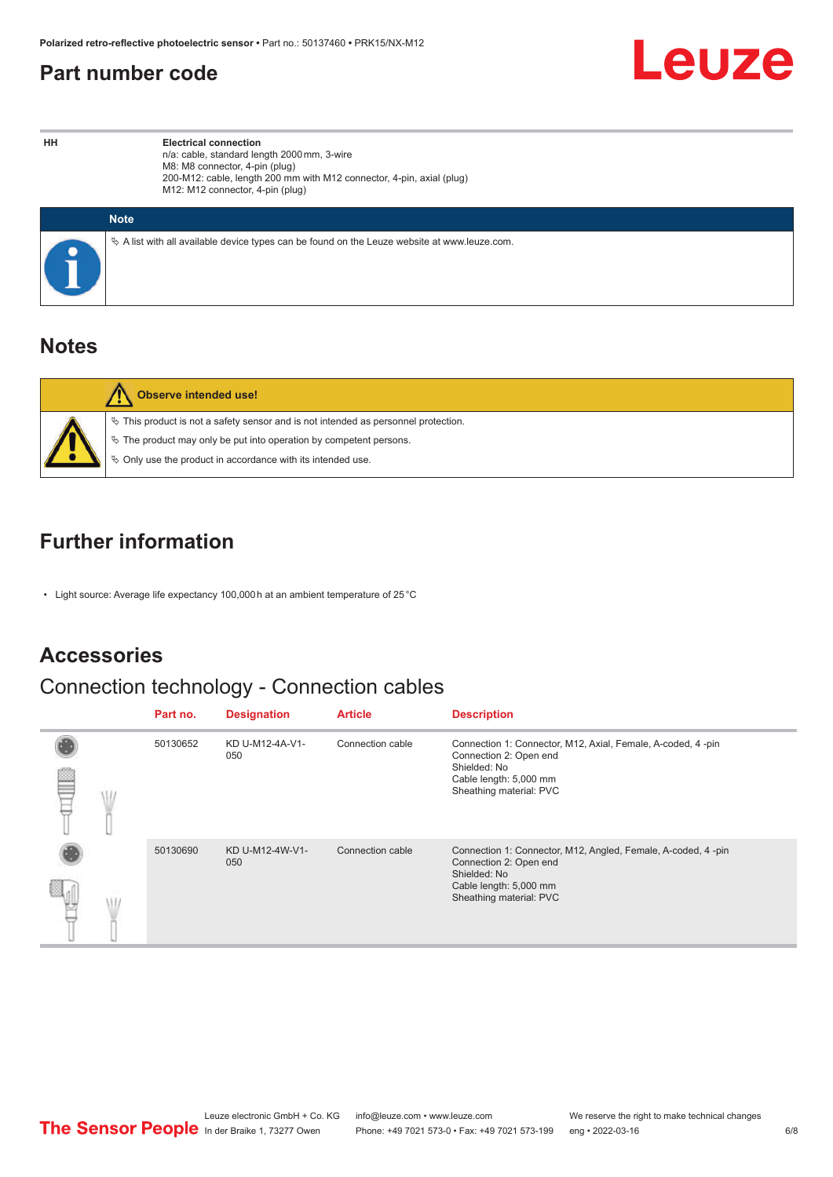## Part number code

| HH | Electrical connection<br>n/a: cable, standard length 2000 mm, 3-wire<br>M8: M8 connector, 4-pin (plug)<br>200-M12: cable, length 200 mm with M12 connector, 4-pin, axial (plug)<br>M12: M12 connector, 4-pin (plug) |
|---|---|

**Note**

- A list with all available device types can be found on the Leuze website at www.leuze.com.

## Notes

**Observe intended use!**

- This product is not a safety sensor and is not intended as personnel protection.
- The product may only be put into operation by competent persons.
- Only use the product in accordance with its intended use.

## Further information

- Light source: Average life expectancy 100,000 h at an ambient temperature of 25 °C

## Accessories

### Connection technology - Connection cables

| Part no. | Designation | Article | Description |
|---|---|---|---|
| 50130652 | KD U-M12-4A-V1-050 | Connection cable | Connection 1: Connector, M12, Axial, Female, A-coded, 4 -pin<br>Connection 2: Open end<br>Shielded: No<br>Cable length: 5,000 mm<br>Sheathing material: PVC |
| 50130690 | KD U-M12-4W-V1-050 | Connection cable | Connection 1: Connector, M12, Angled, Female, A-coded, 4 -pin<br>Connection 2: Open end<br>Shielded: No<br>Cable length: 5,000 mm<br>Sheathing material: PVC |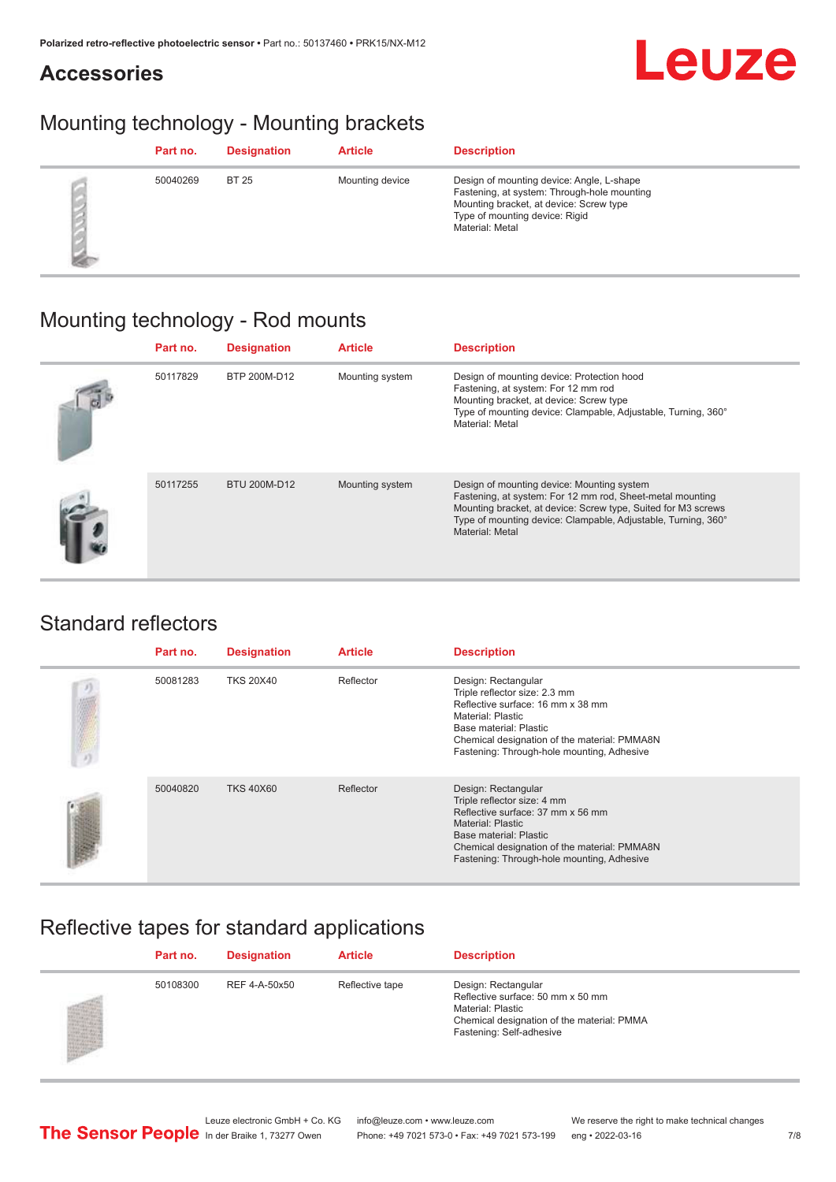## Accessories

### Mounting technology - Mounting brackets

| Part no. | Designation | Article | Description |
|---|---|---|---|
| 50040269 | BT 25 | Mounting device | Design of mounting device: Angle, L-shape<br>Fastening, at system: Through-hole mounting<br>Mounting bracket, at device: Screw type<br>Type of mounting device: Rigid<br>Material: Metal |

### Mounting technology - Rod mounts

| Part no. | Designation | Article | Description |
|---|---|---|---|
| 50117829 | BTP 200M-D12 | Mounting system | Design of mounting device: Protection hood<br>Fastening, at system: For 12 mm rod<br>Mounting bracket, at device: Screw type<br>Type of mounting device: Clampable, Adjustable, Turning, 360°<br>Material: Metal |
| 50117255 | BTU 200M-D12 | Mounting system | Design of mounting device: Mounting system<br>Fastening, at system: For 12 mm rod, Sheet-metal mounting<br>Mounting bracket, at device: Screw type, Suited for M3 screws<br>Type of mounting device: Clampable, Adjustable, Turning, 360°<br>Material: Metal |

### Standard reflectors

| Part no. | Designation | Article | Description |
|---|---|---|---|
| 50081283 | TKS 20X40 | Reflector | Design: Rectangular<br>Triple reflector size: 2.3 mm<br>Reflective surface: 16 mm x 38 mm<br>Material: Plastic<br>Base material: Plastic<br>Chemical designation of the material: PMMA8N<br>Fastening: Through-hole mounting, Adhesive |
| 50040820 | TKS 40X60 | Reflector | Design: Rectangular<br>Triple reflector size: 4 mm<br>Reflective surface: 37 mm x 56 mm<br>Material: Plastic<br>Base material: Plastic<br>Chemical designation of the material: PMMA8N<br>Fastening: Through-hole mounting, Adhesive |

### Reflective tapes for standard applications

| Part no. | Designation | Article | Description |
|---|---|---|---|
| 50108300 | REF 4-A-50x50 | Reflective tape | Design: Rectangular<br>Reflective surface: 50 mm x 50 mm<br>Material: Plastic<br>Chemical designation of the material: PMMA<br>Fastening: Self-adhesive |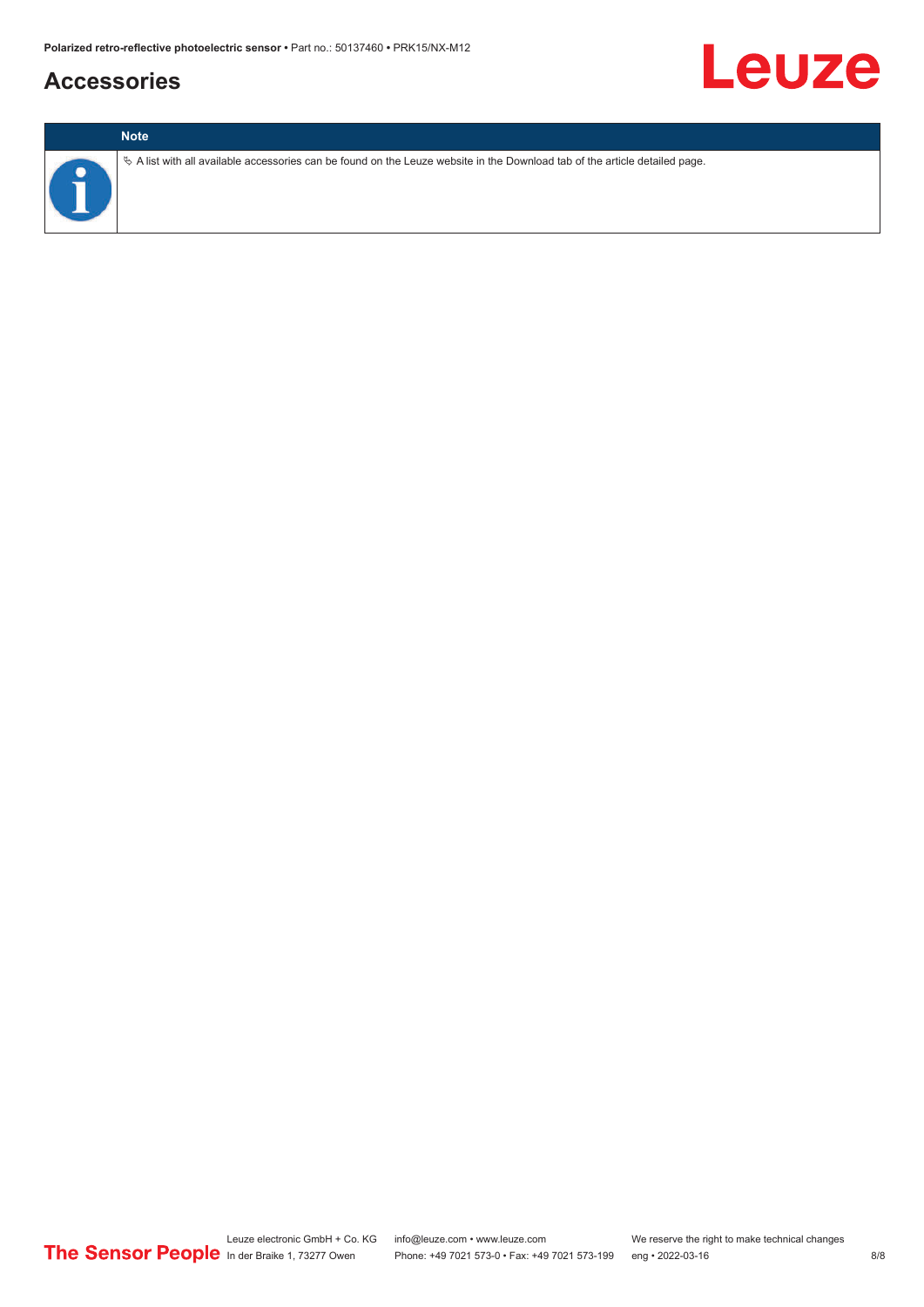## Accessories

| | Note |
|---|---|
| | ↳ A list with all available accessories can be found on the Leuze website in the Download tab of the article detailed page. |